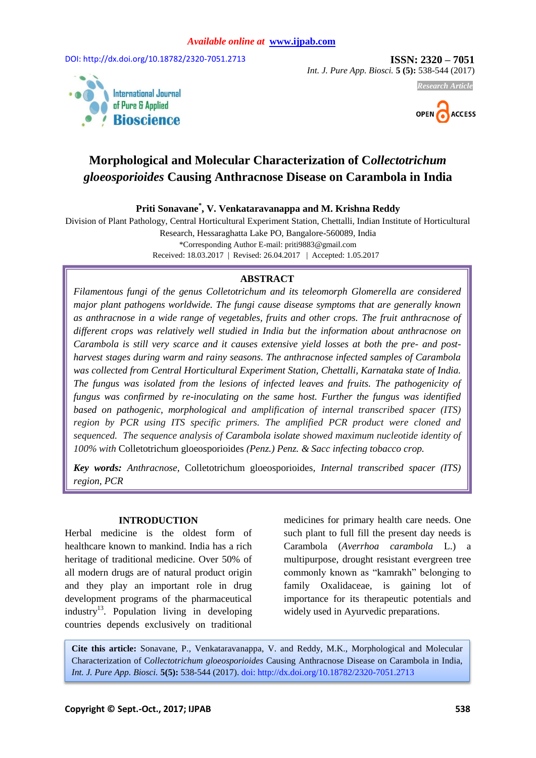*Available online at* www.ijpab.com

DOI: http://dx.doi.org/10.18782/2320-7051.2713

**ISSN: 2320 – 7051**
*Int. J. Pure App. Biosci.* **5 (5):** 538-544 (2017)

*Research Article*

OPEN ACCESS

# Morphological and Molecular Characterization of C*ollectotrichum gloeosporioides* Causing Anthracnose Disease on Carambola in India

**Priti Sonavane*, V. Venkataravanappa and M. Krishna Reddy**

Division of Plant Pathology, Central Horticultural Experiment Station, Chettalli, Indian Institute of Horticultural Research, Hessaraghatta Lake PO, Bangalore-560089, India

*Corresponding Author E-mail: priti9883@gmail.com

Received: 18.03.2017 | Revised: 26.04.2017 | Accepted: 1.05.2017

## ABSTRACT

*Filamentous fungi of the genus Colletotrichum and its teleomorph Glomerella are considered major plant pathogens worldwide. The fungi cause disease symptoms that are generally known as anthracnose in a wide range of vegetables, fruits and other crops. The fruit anthracnose of different crops was relatively well studied in India but the information about anthracnose on Carambola is still very scarce and it causes extensive yield losses at both the pre- and post-harvest stages during warm and rainy seasons. The anthracnose infected samples of Carambola was collected from Central Horticultural Experiment Station, Chettalli, Karnataka state of India. The fungus was isolated from the lesions of infected leaves and fruits. The pathogenicity of fungus was confirmed by re-inoculating on the same host. Further the fungus was identified based on pathogenic, morphological and amplification of internal transcribed spacer (ITS) region by PCR using ITS specific primers. The amplified PCR product were cloned and sequenced. The sequence analysis of Carambola isolate showed maximum nucleotide identity of 100% with* Colletotrichum gloeosporioides *(Penz.) Penz. & Sacc infecting tobacco crop.*

***Key words:*** *Anthracnose,* Colletotrichum gloeosporioides, *Internal transcribed spacer (ITS) region, PCR*

## INTRODUCTION

Herbal medicine is the oldest form of healthcare known to mankind. India has a rich heritage of traditional medicine. Over 50% of all modern drugs are of natural product origin and they play an important role in drug development programs of the pharmaceutical industry[13]. Population living in developing countries depends exclusively on traditional medicines for primary health care needs. One such plant to full fill the present day needs is Carambola (*Averrhoa carambola* L.) a multipurpose, drought resistant evergreen tree commonly known as "kamrakh" belonging to family Oxalidaceae, is gaining lot of importance for its therapeutic potentials and widely used in Ayurvedic preparations.

**Cite this article:** Sonavane, P., Venkataravanappa, V. and Reddy, M.K., Morphological and Molecular Characterization of C*ollectotrichum gloeosporioides* Causing Anthracnose Disease on Carambola in India, *Int. J. Pure App. Biosci.* **5(5):** 538-544 (2017). doi: http://dx.doi.org/10.18782/2320-7051.2713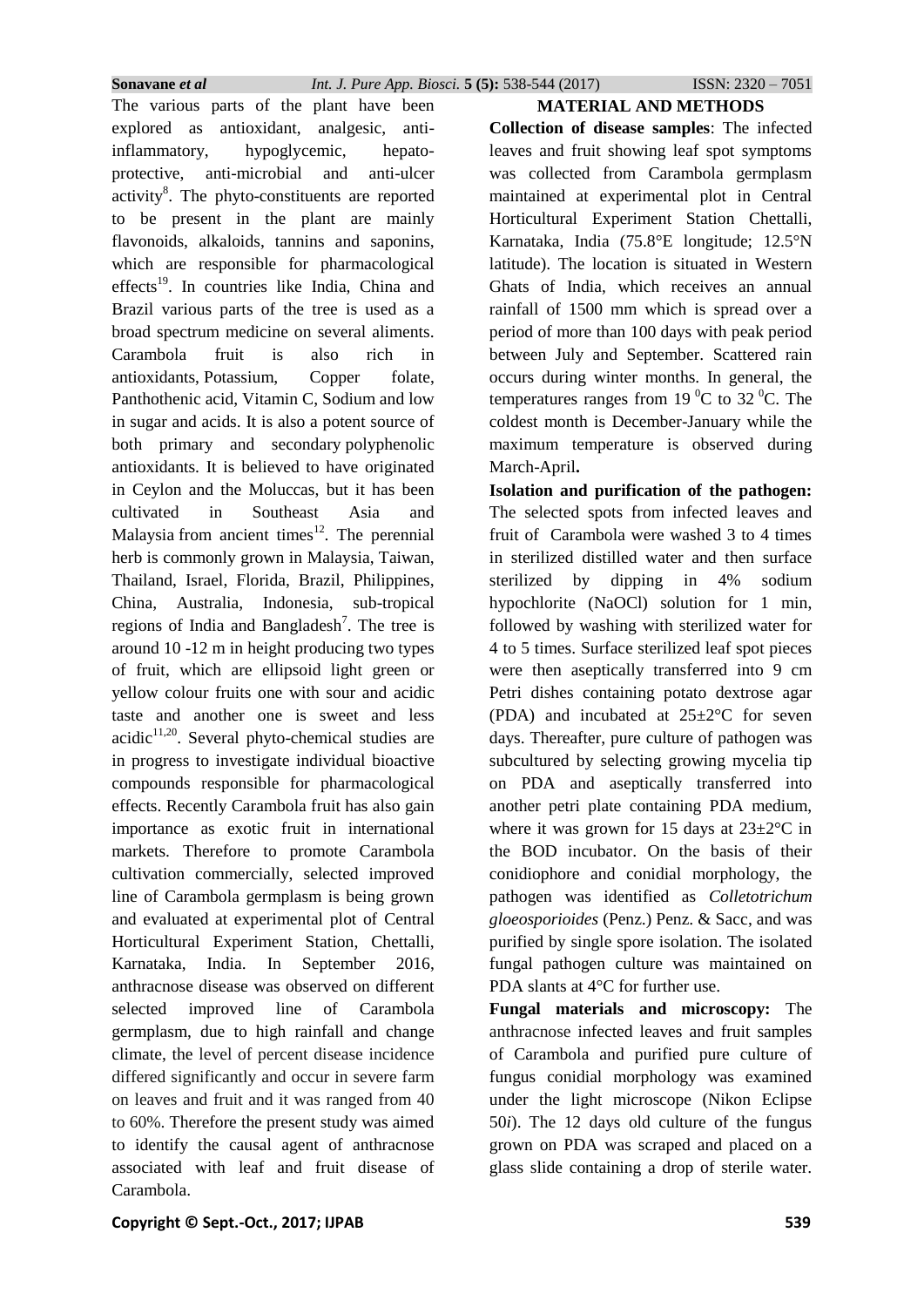The various parts of the plant have been explored as antioxidant, analgesic, anti-inflammatory, hypoglycemic, hepato-protective, anti-microbial and anti-ulcer activity[8]. The phyto-constituents are reported to be present in the plant are mainly flavonoids, alkaloids, tannins and saponins, which are responsible for pharmacological effects[19]. In countries like India, China and Brazil various parts of the tree is used as a broad spectrum medicine on several aliments. Carambola fruit is also rich in antioxidants, Potassium, Copper folate, Panthothenic acid, Vitamin C, Sodium and low in sugar and acids. It is also a potent source of both primary and secondary polyphenolic antioxidants. It is believed to have originated in Ceylon and the Moluccas, but it has been cultivated in Southeast Asia and Malaysia from ancient times[12]. The perennial herb is commonly grown in Malaysia, Taiwan, Thailand, Israel, Florida, Brazil, Philippines, China, Australia, Indonesia, sub-tropical regions of India and Bangladesh[7]. The tree is around 10 -12 m in height producing two types of fruit, which are ellipsoid light green or yellow colour fruits one with sour and acidic taste and another one is sweet and less acidic[11,20]. Several phyto-chemical studies are in progress to investigate individual bioactive compounds responsible for pharmacological effects. Recently Carambola fruit has also gain importance as exotic fruit in international markets. Therefore to promote Carambola cultivation commercially, selected improved line of Carambola germplasm is being grown and evaluated at experimental plot of Central Horticultural Experiment Station, Chettalli, Karnataka, India. In September 2016, anthracnose disease was observed on different selected improved line of Carambola germplasm, due to high rainfall and change climate, the level of percent disease incidence differed significantly and occur in severe farm on leaves and fruit and it was ranged from 40 to 60%. Therefore the present study was aimed to identify the causal agent of anthracnose associated with leaf and fruit disease of Carambola.

## MATERIAL AND METHODS

**Collection of disease samples**: The infected leaves and fruit showing leaf spot symptoms was collected from Carambola germplasm maintained at experimental plot in Central Horticultural Experiment Station Chettalli, Karnataka, India (75.8°E longitude; 12.5°N latitude). The location is situated in Western Ghats of India, which receives an annual rainfall of 1500 mm which is spread over a period of more than 100 days with peak period between July and September. Scattered rain occurs during winter months. In general, the temperatures ranges from 19 $^{0}$C to 32 $^{0}$C. The coldest month is December-January while the maximum temperature is observed during March-April**.**

**Isolation and purification of the pathogen:** The selected spots from infected leaves and fruit of Carambola were washed 3 to 4 times in sterilized distilled water and then surface sterilized by dipping in 4% sodium hypochlorite (NaOCl) solution for 1 min, followed by washing with sterilized water for 4 to 5 times. Surface sterilized leaf spot pieces were then aseptically transferred into 9 cm Petri dishes containing potato dextrose agar (PDA) and incubated at 25±2°C for seven days. Thereafter, pure culture of pathogen was subcultured by selecting growing mycelia tip on PDA and aseptically transferred into another petri plate containing PDA medium, where it was grown for 15 days at 23±2°C in the BOD incubator. On the basis of their conidiophore and conidial morphology, the pathogen was identified as *Colletotrichum gloeosporioides* (Penz.) Penz. & Sacc, and was purified by single spore isolation. The isolated fungal pathogen culture was maintained on PDA slants at 4°C for further use.

**Fungal materials and microscopy:** The anthracnose infected leaves and fruit samples of Carambola and purified pure culture of fungus conidial morphology was examined under the light microscope (Nikon Eclipse 50*i*). The 12 days old culture of the fungus grown on PDA was scraped and placed on a glass slide containing a drop of sterile water.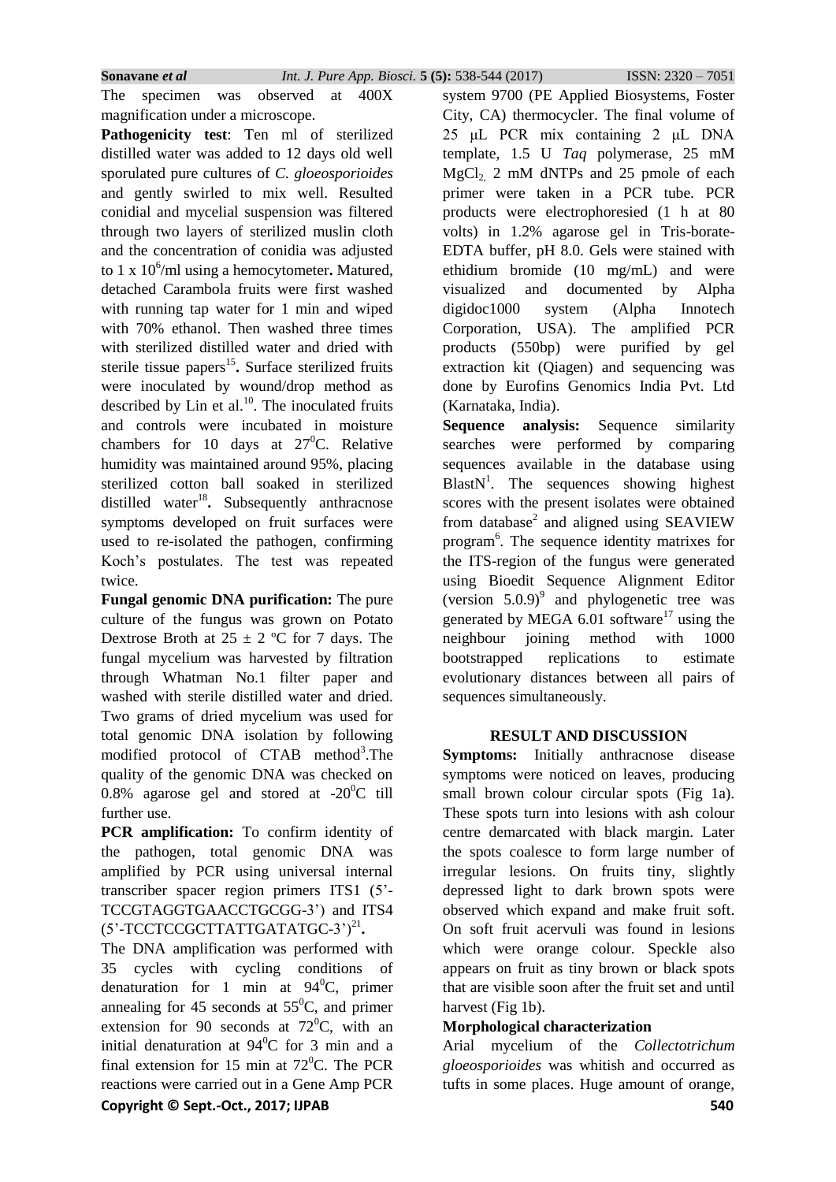The specimen was observed at 400X magnification under a microscope.

**Pathogenicity test**: Ten ml of sterilized distilled water was added to 12 days old well sporulated pure cultures of *C. gloeosporioides* and gently swirled to mix well. Resulted conidial and mycelial suspension was filtered through two layers of sterilized muslin cloth and the concentration of conidia was adjusted to 1 x $10^6$/ml using a hemocytometer**.** Matured, detached Carambola fruits were first washed with running tap water for 1 min and wiped with 70% ethanol. Then washed three times with sterilized distilled water and dried with sterile tissue papers[15]**.** Surface sterilized fruits were inoculated by wound/drop method as described by Lin et al.[10]. The inoculated fruits and controls were incubated in moisture chambers for 10 days at 27$^0$C. Relative humidity was maintained around 95%, placing sterilized cotton ball soaked in sterilized distilled water[18]**.** Subsequently anthracnose symptoms developed on fruit surfaces were used to re-isolated the pathogen, confirming Koch's postulates. The test was repeated twice.

**Fungal genomic DNA purification:** The pure culture of the fungus was grown on Potato Dextrose Broth at 25 ± 2 ºC for 7 days. The fungal mycelium was harvested by filtration through Whatman No.1 filter paper and washed with sterile distilled water and dried. Two grams of dried mycelium was used for total genomic DNA isolation by following modified protocol of CTAB method[3].The quality of the genomic DNA was checked on 0.8% agarose gel and stored at -20$^0$C till further use.

**PCR amplification:** To confirm identity of the pathogen, total genomic DNA was amplified by PCR using universal internal transcriber spacer region primers ITS1 (5'-TCCGTAGGTGAACCTGCGG-3') and ITS4 (5'-TCCTCCGCTTATTGATATGC-3')[21]**.**

The DNA amplification was performed with 35 cycles with cycling conditions of denaturation for 1 min at 94$^0$C, primer annealing for 45 seconds at 55$^0$C, and primer extension for 90 seconds at 72$^0$C, with an initial denaturation at 94$^0$C for 3 min and a final extension for 15 min at 72$^0$C. The PCR reactions were carried out in a Gene Amp PCR system 9700 (PE Applied Biosystems, Foster City, CA) thermocycler. The final volume of 25 μL PCR mix containing 2 μL DNA template, 1.5 U *Taq* polymerase, 25 mM $MgCl_2$, 2 mM dNTPs and 25 pmole of each primer were taken in a PCR tube. PCR products were electrophoresied (1 h at 80 volts) in 1.2% agarose gel in Tris-borate-EDTA buffer, pH 8.0. Gels were stained with ethidium bromide (10 mg/mL) and were visualized and documented by Alpha digidoc1000 system (Alpha Innotech Corporation, USA). The amplified PCR products (550bp) were purified by gel extraction kit (Qiagen) and sequencing was done by Eurofins Genomics India Pvt. Ltd (Karnataka, India).

**Sequence analysis:** Sequence similarity searches were performed by comparing sequences available in the database using BlastN[1]. The sequences showing highest scores with the present isolates were obtained from database[2] and aligned using SEAVIEW program[6]. The sequence identity matrixes for the ITS-region of the fungus were generated using Bioedit Sequence Alignment Editor (version 5.0.9)[9] and phylogenetic tree was generated by MEGA 6.01 software[17] using the neighbour joining method with 1000 bootstrapped replications to estimate evolutionary distances between all pairs of sequences simultaneously.

## RESULT AND DISCUSSION

**Symptoms:** Initially anthracnose disease symptoms were noticed on leaves, producing small brown colour circular spots (Fig 1a). These spots turn into lesions with ash colour centre demarcated with black margin. Later the spots coalesce to form large number of irregular lesions. On fruits tiny, slightly depressed light to dark brown spots were observed which expand and make fruit soft. On soft fruit acervuli was found in lesions which were orange colour. Speckle also appears on fruit as tiny brown or black spots that are visible soon after the fruit set and until harvest (Fig 1b).

**Morphological characterization**

Arial mycelium of the *Collectotrichum gloeosporioides* was whitish and occurred as tufts in some places. Huge amount of orange,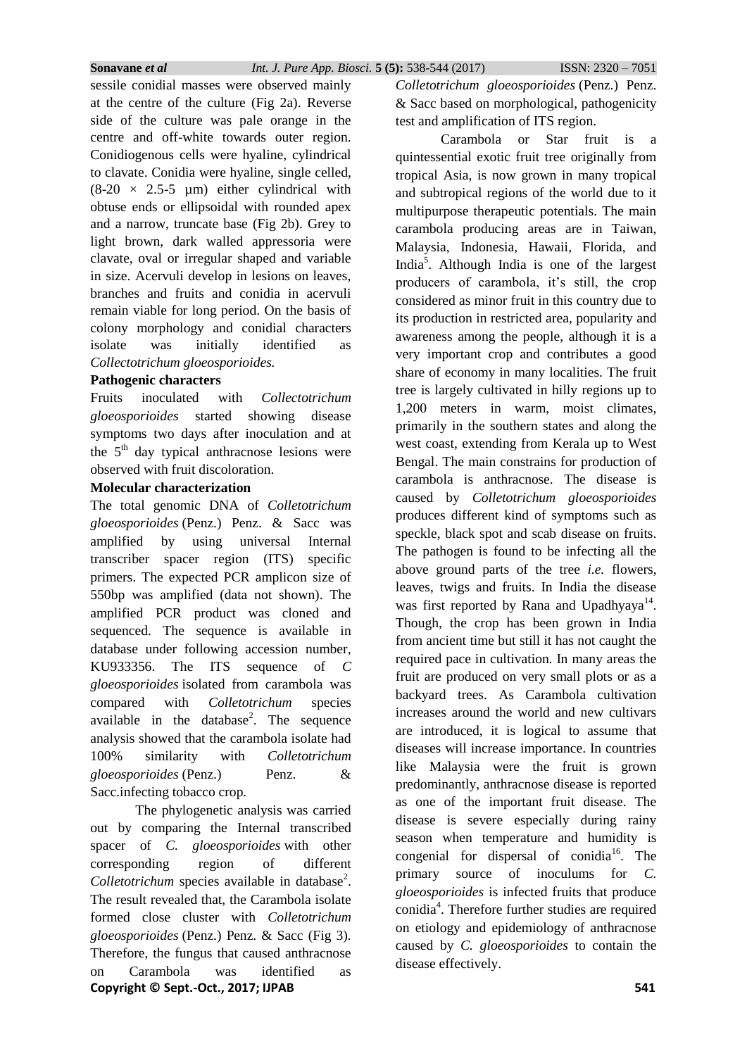sessile conidial masses were observed mainly at the centre of the culture (Fig 2a). Reverse side of the culture was pale orange in the centre and off-white towards outer region. Conidiogenous cells were hyaline, cylindrical to clavate. Conidia were hyaline, single celled, (8-20 × 2.5-5 µm) either cylindrical with obtuse ends or ellipsoidal with rounded apex and a narrow, truncate base (Fig 2b). Grey to light brown, dark walled appressoria were clavate, oval or irregular shaped and variable in size. Acervuli develop in lesions on leaves, branches and fruits and conidia in acervuli remain viable for long period. On the basis of colony morphology and conidial characters isolate was initially identified as *Collectotrichum gloeosporioides.*

**Pathogenic characters**

Fruits inoculated with *Collectotrichum gloeosporioides* started showing disease symptoms two days after inoculation and at the 5th day typical anthracnose lesions were observed with fruit discoloration.

**Molecular characterization**

The total genomic DNA of *Colletotrichum gloeosporioides* (Penz.) Penz. & Sacc was amplified by using universal Internal transcriber spacer region (ITS) specific primers. The expected PCR amplicon size of 550bp was amplified (data not shown). The amplified PCR product was cloned and sequenced. The sequence is available in database under following accession number, KU933356. The ITS sequence of *C gloeosporioides* isolated from carambola was compared with *Colletotrichum* species available in the database[2]. The sequence analysis showed that the carambola isolate had 100% similarity with *Colletotrichum gloeosporioides* (Penz.) Penz. & Sacc.infecting tobacco crop.

The phylogenetic analysis was carried out by comparing the Internal transcribed spacer of *C. gloeosporioides* with other corresponding region of different *Colletotrichum* species available in database[2]. The result revealed that, the Carambola isolate formed close cluster with *Colletotrichum gloeosporioides* (Penz.) Penz. & Sacc (Fig 3). Therefore, the fungus that caused anthracnose on Carambola was identified as *Colletotrichum gloeosporioides* (Penz.) Penz. & Sacc based on morphological, pathogenicity test and amplification of ITS region.

Carambola or Star fruit is a quintessential exotic fruit tree originally from tropical Asia, is now grown in many tropical and subtropical regions of the world due to it multipurpose therapeutic potentials. The main carambola producing areas are in Taiwan, Malaysia, Indonesia, Hawaii, Florida, and India[5]. Although India is one of the largest producers of carambola, it's still, the crop considered as minor fruit in this country due to its production in restricted area, popularity and awareness among the people, although it is a very important crop and contributes a good share of economy in many localities. The fruit tree is largely cultivated in hilly regions up to 1,200 meters in warm, moist climates, primarily in the southern states and along the west coast, extending from Kerala up to West Bengal. The main constrains for production of carambola is anthracnose. The disease is caused by *Colletotrichum gloeosporioides* produces different kind of symptoms such as speckle, black spot and scab disease on fruits. The pathogen is found to be infecting all the above ground parts of the tree *i.e.* flowers, leaves, twigs and fruits. In India the disease was first reported by Rana and Upadhyaya[14]. Though, the crop has been grown in India from ancient time but still it has not caught the required pace in cultivation. In many areas the fruit are produced on very small plots or as a backyard trees. As Carambola cultivation increases around the world and new cultivars are introduced, it is logical to assume that diseases will increase importance. In countries like Malaysia were the fruit is grown predominantly, anthracnose disease is reported as one of the important fruit disease. The disease is severe especially during rainy season when temperature and humidity is congenial for dispersal of conidia[16]. The primary source of inoculums for *C. gloeosporioides* is infected fruits that produce conidia[4]. Therefore further studies are required on etiology and epidemiology of anthracnose caused by *C. gloeosporioides* to contain the disease effectively.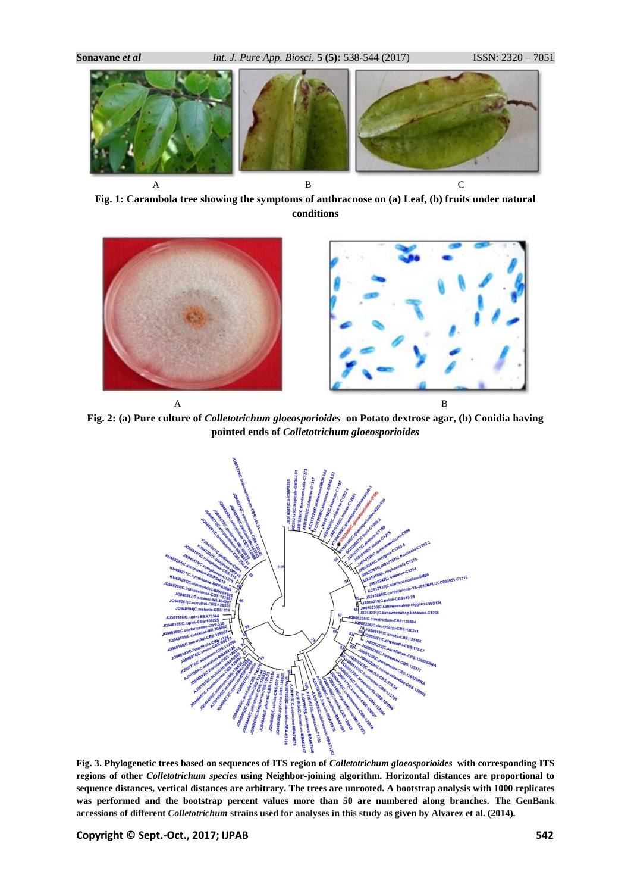A B C

**Fig. 1: Carambola tree showing the symptoms of anthracnose on (a) Leaf, (b) fruits under natural conditions**

A B

**Fig. 2: (a) Pure culture of *Colletotrichum gloeosporioides* on Potato dextrose agar, (b) Conidia having pointed ends of *Colletotrichum gloeosporioides***

**Fig. 3. Phylogenetic trees based on sequences of ITS region of *Colletotrichum gloeosporioides* with corresponding ITS regions of other *Colletotrichum species* using Neighbor-joining algorithm. Horizontal distances are proportional to sequence distances, vertical distances are arbitrary. The trees are unrooted. A bootstrap analysis with 1000 replicates was performed and the bootstrap percent values more than 50 are numbered along branches. The GenBank accessions of different *Colletotrichum* strains used for analyses in this study as given by Alvarez et al. (2014).**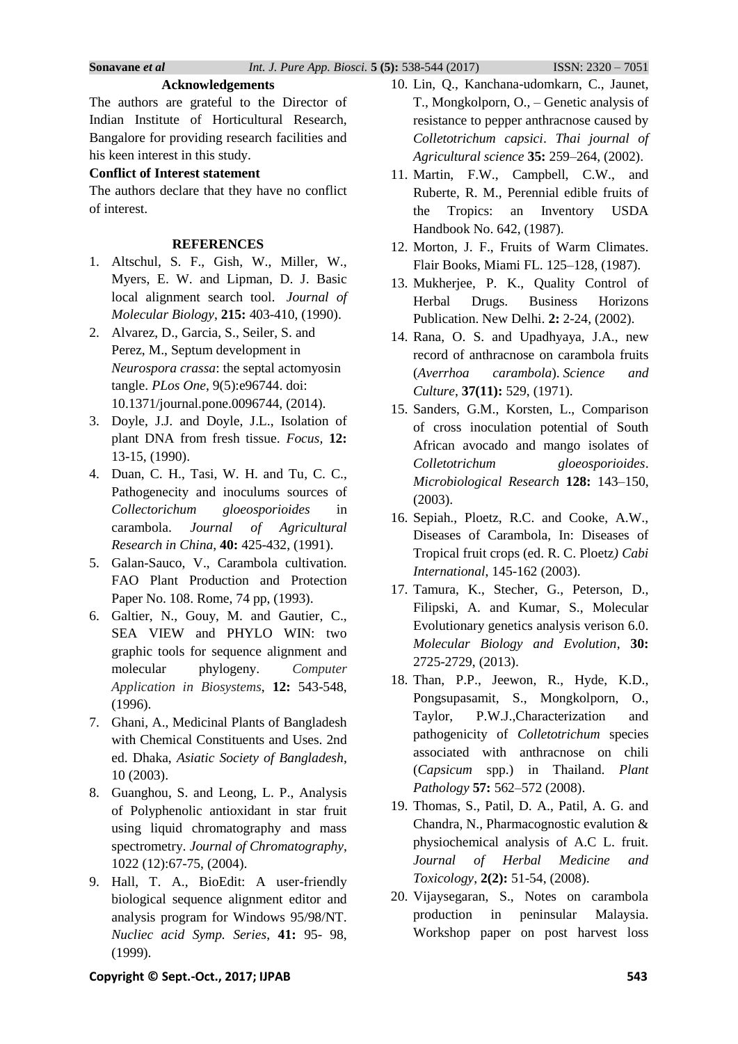### Acknowledgements

The authors are grateful to the Director of Indian Institute of Horticultural Research, Bangalore for providing research facilities and his keen interest in this study.

**Conflict of Interest statement**

The authors declare that they have no conflict of interest.

### REFERENCES

1. Altschul, S. F., Gish, W., Miller, W., Myers, E. W. and Lipman, D. J. Basic local alignment search tool. *Journal of Molecular Biology*, **215:** 403-410, (1990).
2. Alvarez, D., Garcia, S., Seiler, S. and Perez, M., Septum development in *Neurospora crassa*: the septal actomyosin tangle. *PLos One*, 9(5):e96744. doi: 10.1371/journal.pone.0096744, (2014).
3. Doyle, J.J. and Doyle, J.L., Isolation of plant DNA from fresh tissue. *Focus,* **12:** 13-15, (1990).
4. Duan, C. H., Tasi, W. H. and Tu, C. C., Pathogenecity and inoculums sources of *Collectorichum gloeosporioides* in carambola. *Journal of Agricultural Research in China*, **40:** 425-432, (1991).
5. Galan-Sauco, V., Carambola cultivation. FAO Plant Production and Protection Paper No. 108. Rome, 74 pp, (1993).
6. Galtier, N., Gouy, M. and Gautier, C., SEA VIEW and PHYLO WIN: two graphic tools for sequence alignment and molecular phylogeny. *Computer Application in Biosystems*, **12:** 543-548, (1996).
7. Ghani, A., Medicinal Plants of Bangladesh with Chemical Constituents and Uses. 2nd ed. Dhaka, *Asiatic Society of Bangladesh*, 10 (2003).
8. Guanghou, S. and Leong, L. P., Analysis of Polyphenolic antioxidant in star fruit using liquid chromatography and mass spectrometry. *Journal of Chromatography*, 1022 (12):67-75, (2004).
9. Hall, T. A., BioEdit: A user-friendly biological sequence alignment editor and analysis program for Windows 95/98/NT. *Nucliec acid Symp. Series*, **41:** 95- 98, (1999).
10. Lin, Q., Kanchana-udomkarn, C., Jaunet, T., Mongkolporn, O., – Genetic analysis of resistance to pepper anthracnose caused by *Colletotrichum capsici*. *Thai journal of Agricultural science* **35:** 259–264, (2002).
11. Martin, F.W., Campbell, C.W., and Ruberte, R. M., Perennial edible fruits of the Tropics: an Inventory USDA Handbook No. 642, (1987).
12. Morton, J. F., Fruits of Warm Climates. Flair Books, Miami FL. 125–128, (1987).
13. Mukherjee, P. K., Quality Control of Herbal Drugs. Business Horizons Publication. New Delhi. **2:** 2-24, (2002).
14. Rana, O. S. and Upadhyaya, J.A., new record of anthracnose on carambola fruits (*Averrhoa carambola*). *Science and Culture*, **37(11):** 529, (1971).
15. Sanders, G.M., Korsten, L., Comparison of cross inoculation potential of South African avocado and mango isolates of *Colletotrichum gloeosporioides*. *Microbiological Research* **128:** 143–150, (2003).
16. Sepiah., Ploetz, R.C. and Cooke, A.W., Diseases of Carambola, In: Diseases of Tropical fruit crops (ed. R. C. Ploetz*) Cabi International*, 145-162 (2003).
17. Tamura, K., Stecher, G., Peterson, D., Filipski, A. and Kumar, S., Molecular Evolutionary genetics analysis verison 6.0. *Molecular Biology and Evolution*, **30:** 2725-2729, (2013).
18. Than, P.P., Jeewon, R., Hyde, K.D., Pongsupasamit, S., Mongkolporn, O., Taylor, P.W.J.,Characterization and pathogenicity of *Colletotrichum* species associated with anthracnose on chili (*Capsicum* spp.) in Thailand. *Plant Pathology* **57:** 562–572 (2008).
19. Thomas, S., Patil, D. A., Patil, A. G. and Chandra, N., Pharmacognostic evalution & physiochemical analysis of A.C L. fruit. *Journal of Herbal Medicine and Toxicology*, **2(2):** 51-54, (2008).
20. Vijaysegaran, S., Notes on carambola production in peninsular Malaysia. Workshop paper on post harvest loss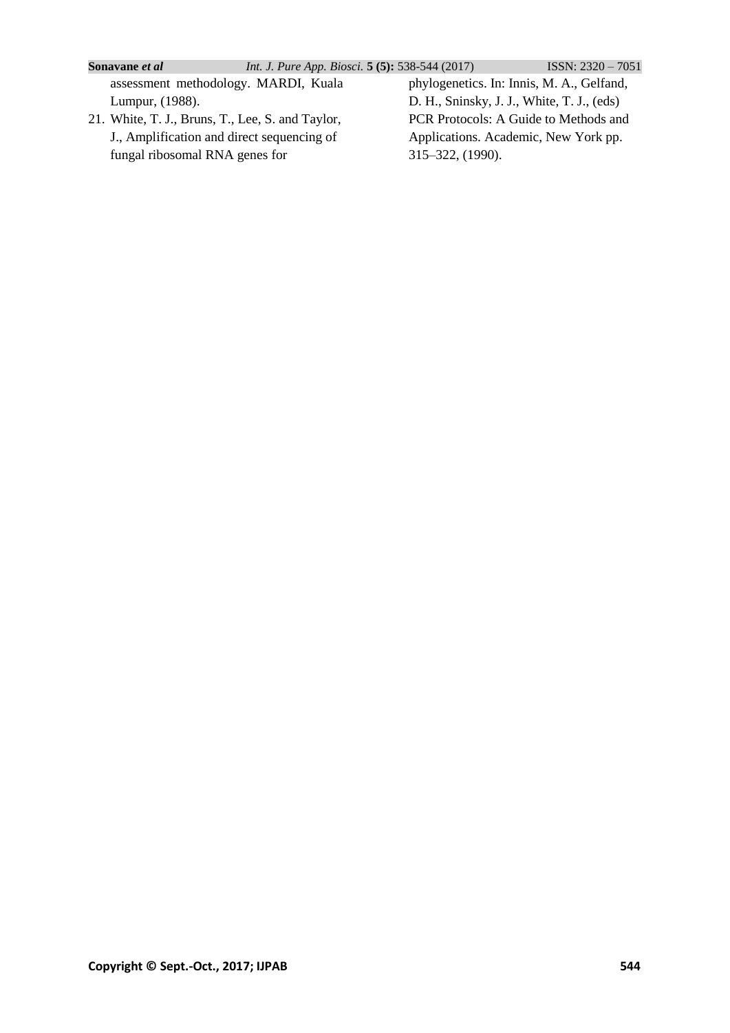assessment methodology. MARDI, Kuala Lumpur, (1988).

21. White, T. J., Bruns, T., Lee, S. and Taylor, J., Amplification and direct sequencing of fungal ribosomal RNA genes for phylogenetics. In: Innis, M. A., Gelfand, D. H., Sninsky, J. J., White, T. J., (eds) PCR Protocols: A Guide to Methods and Applications. Academic, New York pp. 315–322, (1990).